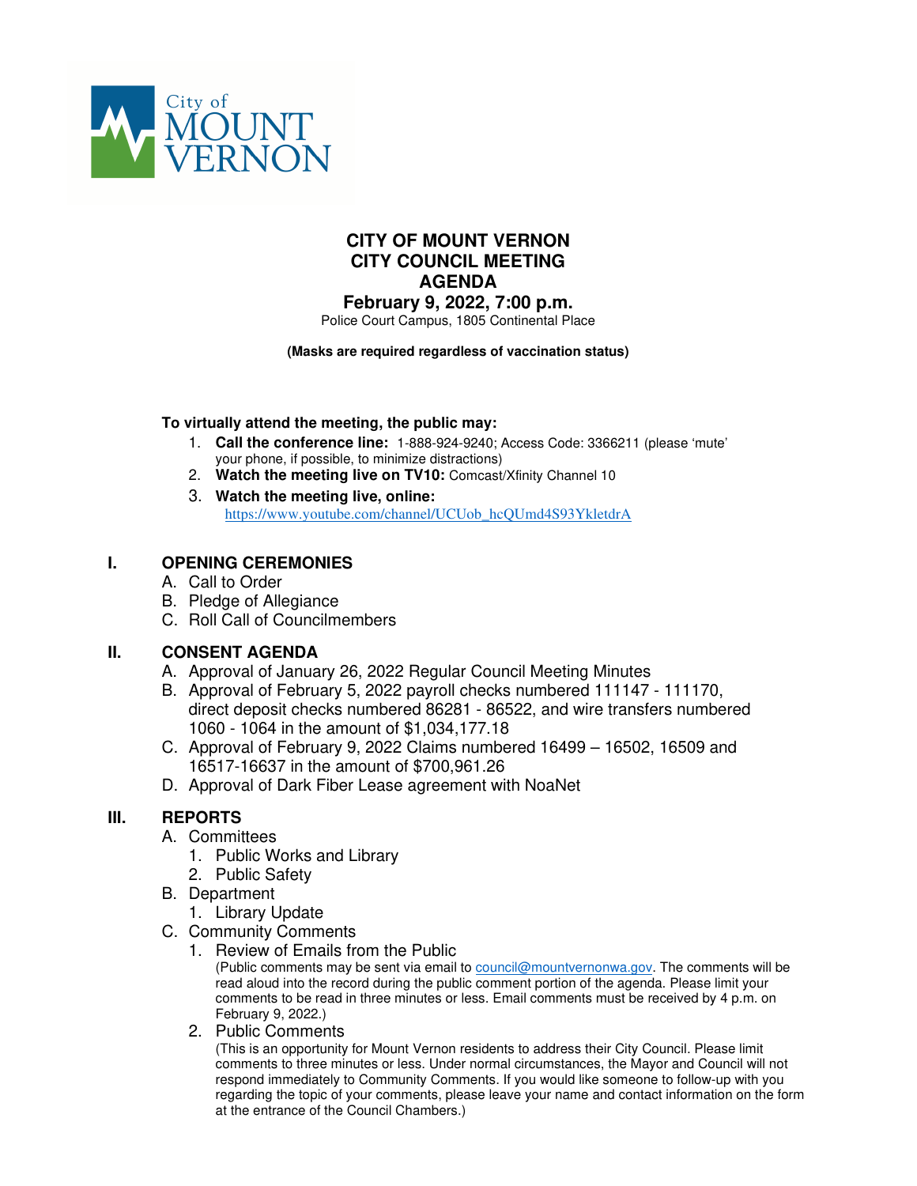City of MOUNT VERNON

# CITY OF MOUNT VERNON
# CITY COUNCIL MEETING
# AGENDA
## February 9, 2022, 7:00 p.m.

Police Court Campus, 1805 Continental Place

**(Masks are required regardless of vaccination status)**

**To virtually attend the meeting, the public may:**

1. **Call the conference line:** 1-888-924-9240; Access Code: 3366211 (please 'mute' your phone, if possible, to minimize distractions)
2. **Watch the meeting live on TV10:** Comcast/Xfinity Channel 10
3. **Watch the meeting live, online:** https://www.youtube.com/channel/UCUob_hcQUmd4S93YkletdrA

## I. OPENING CEREMONIES

A. Call to Order
B. Pledge of Allegiance
C. Roll Call of Councilmembers

## II. CONSENT AGENDA

A. Approval of January 26, 2022 Regular Council Meeting Minutes
B. Approval of February 5, 2022 payroll checks numbered 111147 - 111170, direct deposit checks numbered 86281 - 86522, and wire transfers numbered 1060 - 1064 in the amount of $1,034,177.18
C. Approval of February 9, 2022 Claims numbered 16499 – 16502, 16509 and 16517-16637 in the amount of $700,961.26
D. Approval of Dark Fiber Lease agreement with NoaNet

## III. REPORTS

A. Committees
   1. Public Works and Library
   2. Public Safety
B. Department
   1. Library Update
C. Community Comments
   1. Review of Emails from the Public
      (Public comments may be sent via email to council@mountvernonwa.gov. The comments will be read aloud into the record during the public comment portion of the agenda. Please limit your comments to be read in three minutes or less. Email comments must be received by 4 p.m. on February 9, 2022.)
   2. Public Comments
      (This is an opportunity for Mount Vernon residents to address their City Council. Please limit comments to three minutes or less. Under normal circumstances, the Mayor and Council will not respond immediately to Community Comments. If you would like someone to follow-up with you regarding the topic of your comments, please leave your name and contact information on the form at the entrance of the Council Chambers.)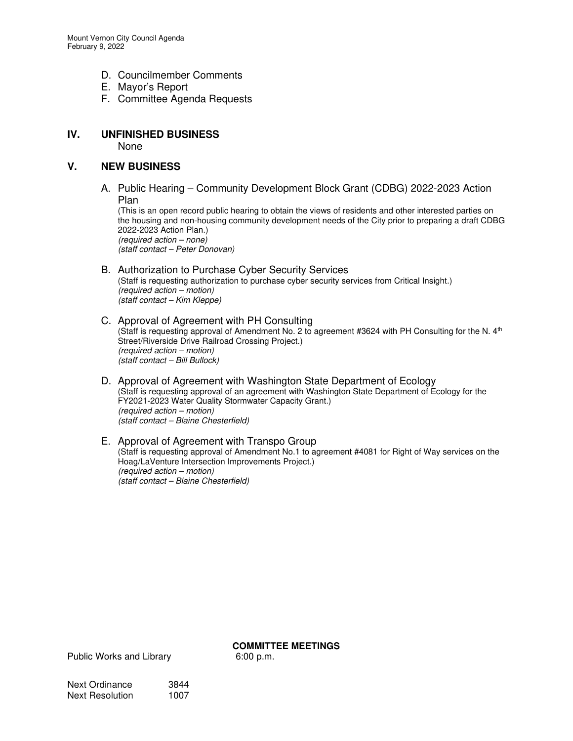D. Councilmember Comments
E. Mayor's Report
F. Committee Agenda Requests

## IV. UNFINISHED BUSINESS

None

## V. NEW BUSINESS

A. Public Hearing – Community Development Block Grant (CDBG) 2022-2023 Action Plan

(This is an open record public hearing to obtain the views of residents and other interested parties on the housing and non-housing community development needs of the City prior to preparing a draft CDBG 2022-2023 Action Plan.)
*(required action – none)*
*(staff contact – Peter Donovan)*

B. Authorization to Purchase Cyber Security Services

(Staff is requesting authorization to purchase cyber security services from Critical Insight.)
*(required action – motion)*
*(staff contact – Kim Kleppe)*

C. Approval of Agreement with PH Consulting

(Staff is requesting approval of Amendment No. 2 to agreement #3624 with PH Consulting for the N. 4th Street/Riverside Drive Railroad Crossing Project.)
*(required action – motion)*
*(staff contact – Bill Bullock)*

D. Approval of Agreement with Washington State Department of Ecology

(Staff is requesting approval of an agreement with Washington State Department of Ecology for the FY2021-2023 Water Quality Stormwater Capacity Grant.)
*(required action – motion)*
*(staff contact – Blaine Chesterfield)*

E. Approval of Agreement with Transpo Group

(Staff is requesting approval of Amendment No.1 to agreement #4081 for Right of Way services on the Hoag/LaVenture Intersection Improvements Project.)
*(required action – motion)*
*(staff contact – Blaine Chesterfield)*

**COMMITTEE MEETINGS**

Public Works and Library 6:00 p.m.

Next Ordinance 3844
Next Resolution 1007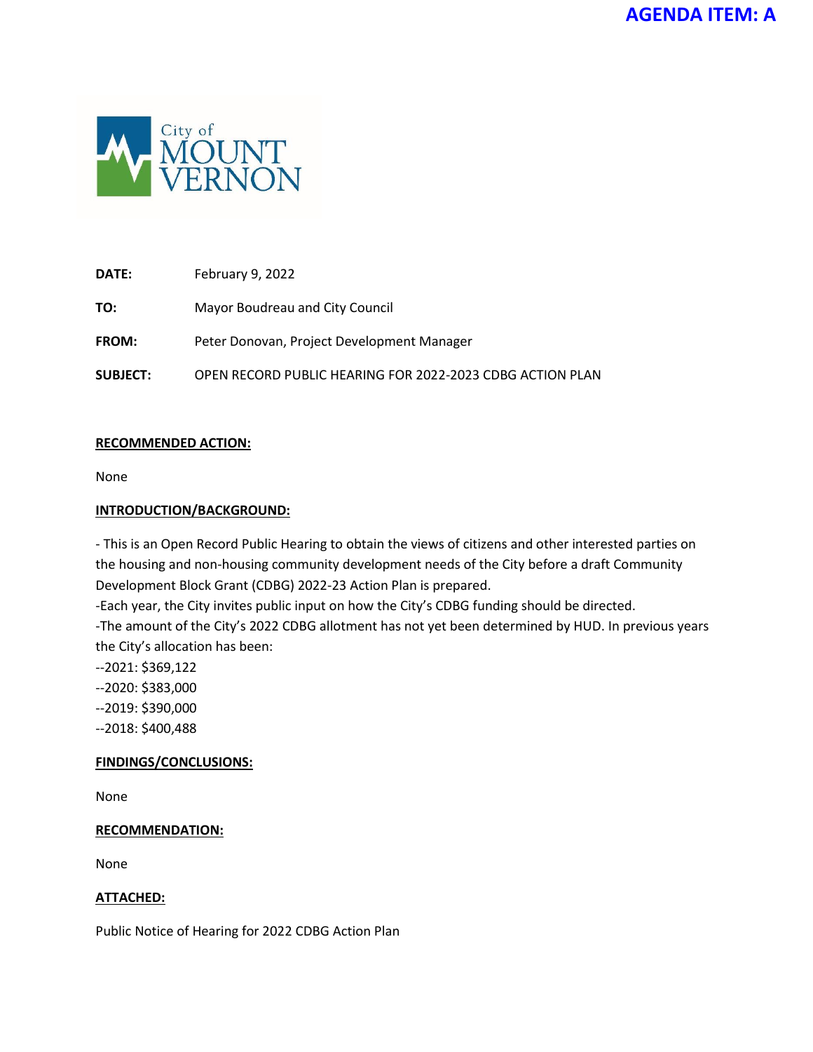**AGENDA ITEM: A**

City of MOUNT VERNON

**DATE:** February 9, 2022

**TO:** Mayor Boudreau and City Council

**FROM:** Peter Donovan, Project Development Manager

**SUBJECT:** OPEN RECORD PUBLIC HEARING FOR 2022-2023 CDBG ACTION PLAN

**RECOMMENDED ACTION:**

None

**INTRODUCTION/BACKGROUND:**

- This is an Open Record Public Hearing to obtain the views of citizens and other interested parties on the housing and non-housing community development needs of the City before a draft Community Development Block Grant (CDBG) 2022-23 Action Plan is prepared.

-Each year, the City invites public input on how the City's CDBG funding should be directed.

-The amount of the City's 2022 CDBG allotment has not yet been determined by HUD. In previous years the City's allocation has been:

--2021: $369,122
--2020: $383,000
--2019: $390,000
--2018: $400,488

**FINDINGS/CONCLUSIONS:**

None

**RECOMMENDATION:**

None

**ATTACHED:**

Public Notice of Hearing for 2022 CDBG Action Plan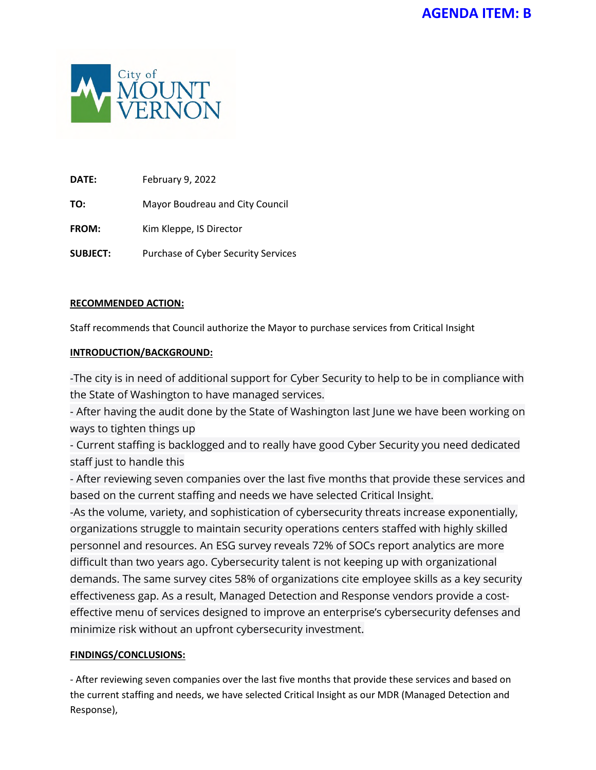**AGENDA ITEM: B**

City of MOUNT VERNON

| | |
|---|---|
| **DATE:** | February 9, 2022 |
| **TO:** | Mayor Boudreau and City Council |
| **FROM:** | Kim Kleppe, IS Director |
| **SUBJECT:** | Purchase of Cyber Security Services |

**RECOMMENDED ACTION:**

Staff recommends that Council authorize the Mayor to purchase services from Critical Insight

**INTRODUCTION/BACKGROUND:**

-The city is in need of additional support for Cyber Security to help to be in compliance with the State of Washington to have managed services.

- After having the audit done by the State of Washington last June we have been working on ways to tighten things up

- Current staffing is backlogged and to really have good Cyber Security you need dedicated staff just to handle this

- After reviewing seven companies over the last five months that provide these services and based on the current staffing and needs we have selected Critical Insight.

-As the volume, variety, and sophistication of cybersecurity threats increase exponentially, organizations struggle to maintain security operations centers staffed with highly skilled personnel and resources. An ESG survey reveals 72% of SOCs report analytics are more difficult than two years ago. Cybersecurity talent is not keeping up with organizational demands. The same survey cites 58% of organizations cite employee skills as a key security effectiveness gap. As a result, Managed Detection and Response vendors provide a cost-effective menu of services designed to improve an enterprise's cybersecurity defenses and minimize risk without an upfront cybersecurity investment.

**FINDINGS/CONCLUSIONS:**

- After reviewing seven companies over the last five months that provide these services and based on the current staffing and needs, we have selected Critical Insight as our MDR (Managed Detection and Response),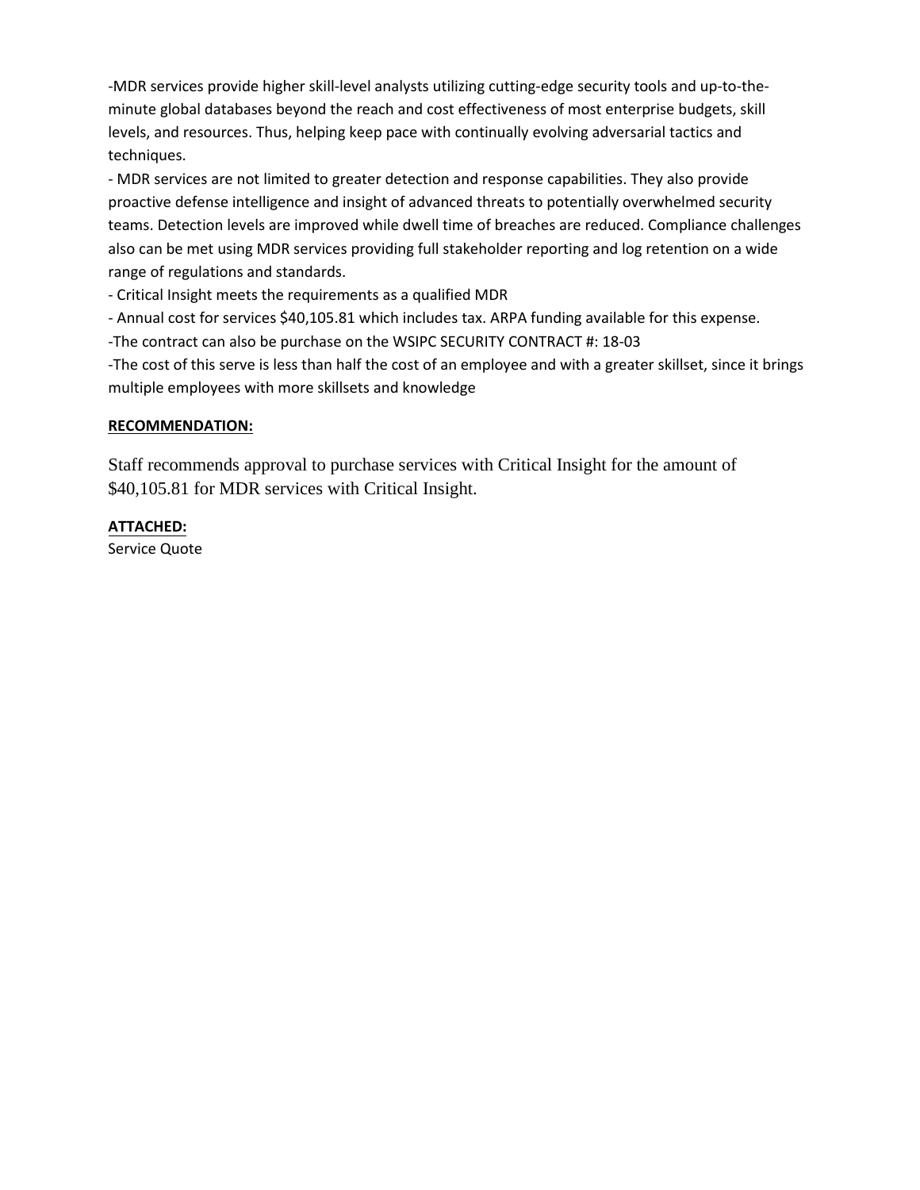-MDR services provide higher skill-level analysts utilizing cutting-edge security tools and up-to-the-minute global databases beyond the reach and cost effectiveness of most enterprise budgets, skill levels, and resources. Thus, helping keep pace with continually evolving adversarial tactics and techniques.

- MDR services are not limited to greater detection and response capabilities. They also provide proactive defense intelligence and insight of advanced threats to potentially overwhelmed security teams. Detection levels are improved while dwell time of breaches are reduced. Compliance challenges also can be met using MDR services providing full stakeholder reporting and log retention on a wide range of regulations and standards.

- Critical Insight meets the requirements as a qualified MDR

- Annual cost for services $40,105.81 which includes tax. ARPA funding available for this expense.

-The contract can also be purchase on the WSIPC SECURITY CONTRACT #: 18-03

-The cost of this serve is less than half the cost of an employee and with a greater skillset, since it brings multiple employees with more skillsets and knowledge

**RECOMMENDATION:**

Staff recommends approval to purchase services with Critical Insight for the amount of $40,105.81 for MDR services with Critical Insight.

**ATTACHED:**

Service Quote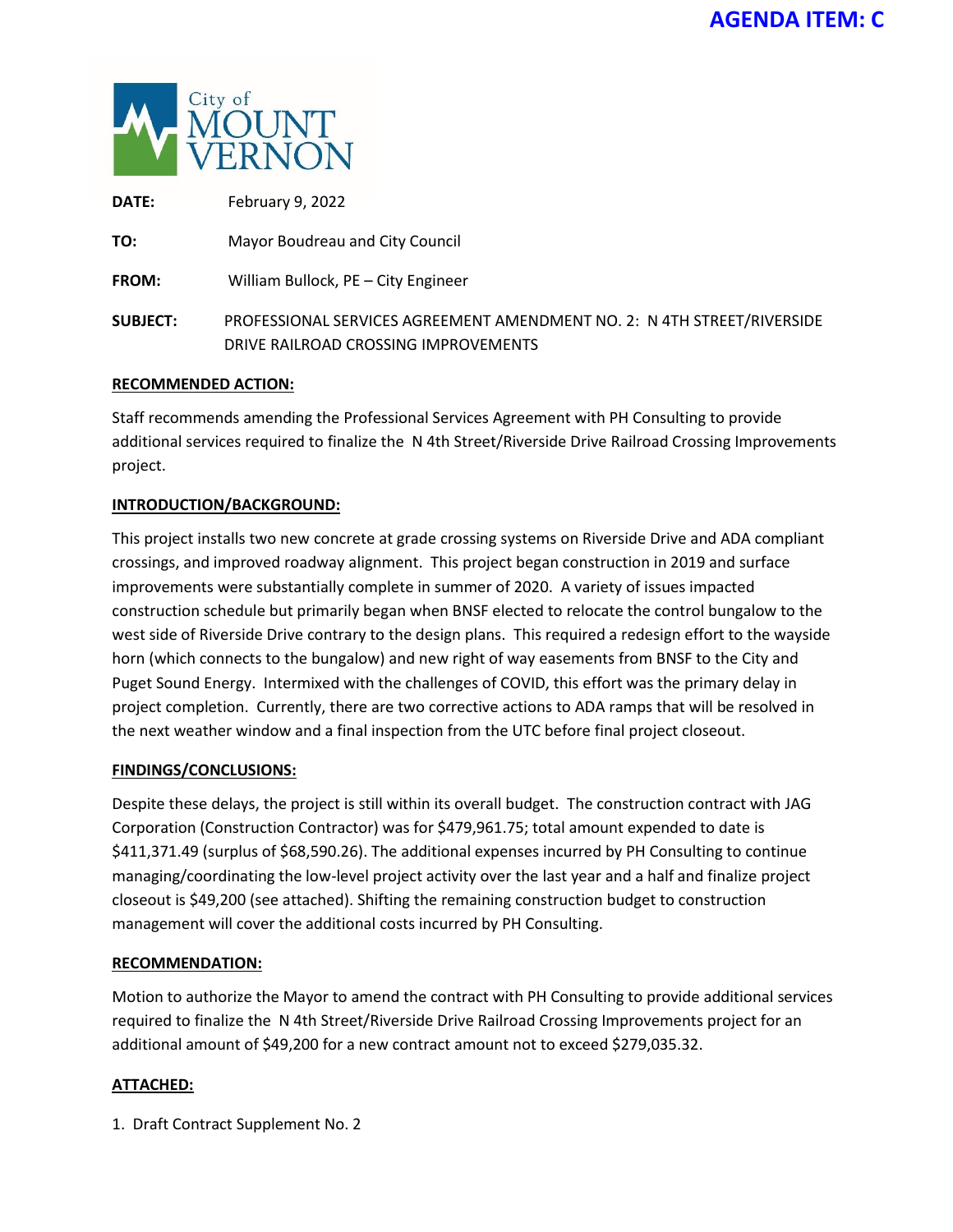**AGENDA ITEM: C**

City of MOUNT VERNON

**DATE:** February 9, 2022

**TO:** Mayor Boudreau and City Council

**FROM:** William Bullock, PE – City Engineer

**SUBJECT:** PROFESSIONAL SERVICES AGREEMENT AMENDMENT NO. 2: N 4TH STREET/RIVERSIDE DRIVE RAILROAD CROSSING IMPROVEMENTS

**RECOMMENDED ACTION:**

Staff recommends amending the Professional Services Agreement with PH Consulting to provide additional services required to finalize the N 4th Street/Riverside Drive Railroad Crossing Improvements project.

**INTRODUCTION/BACKGROUND:**

This project installs two new concrete at grade crossing systems on Riverside Drive and ADA compliant crossings, and improved roadway alignment. This project began construction in 2019 and surface improvements were substantially complete in summer of 2020. A variety of issues impacted construction schedule but primarily began when BNSF elected to relocate the control bungalow to the west side of Riverside Drive contrary to the design plans. This required a redesign effort to the wayside horn (which connects to the bungalow) and new right of way easements from BNSF to the City and Puget Sound Energy. Intermixed with the challenges of COVID, this effort was the primary delay in project completion. Currently, there are two corrective actions to ADA ramps that will be resolved in the next weather window and a final inspection from the UTC before final project closeout.

**FINDINGS/CONCLUSIONS:**

Despite these delays, the project is still within its overall budget. The construction contract with JAG Corporation (Construction Contractor) was for $479,961.75; total amount expended to date is $411,371.49 (surplus of $68,590.26). The additional expenses incurred by PH Consulting to continue managing/coordinating the low-level project activity over the last year and a half and finalize project closeout is $49,200 (see attached). Shifting the remaining construction budget to construction management will cover the additional costs incurred by PH Consulting.

**RECOMMENDATION:**

Motion to authorize the Mayor to amend the contract with PH Consulting to provide additional services required to finalize the N 4th Street/Riverside Drive Railroad Crossing Improvements project for an additional amount of $49,200 for a new contract amount not to exceed $279,035.32.

**ATTACHED:**

1. Draft Contract Supplement No. 2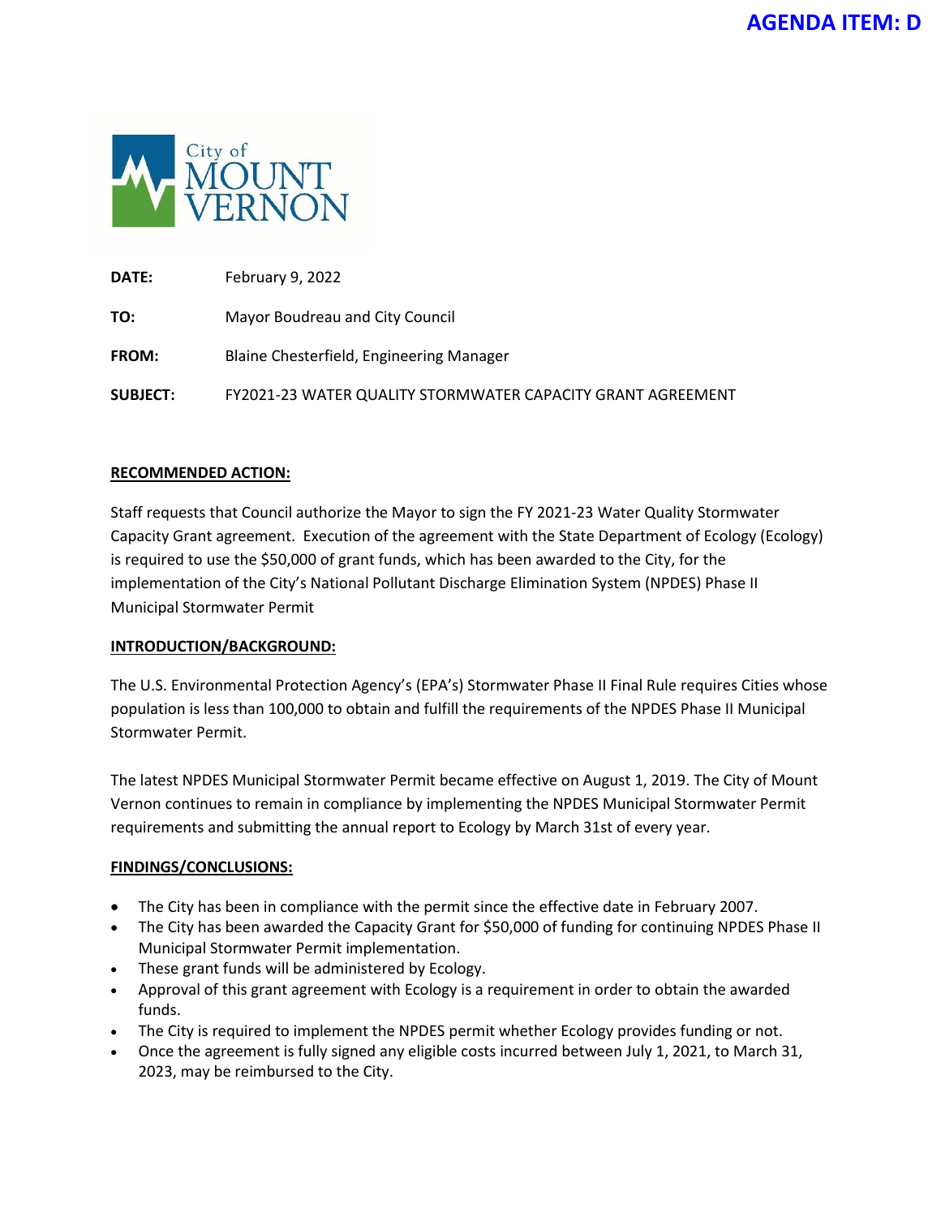**AGENDA ITEM: D**

City of MOUNT VERNON

**DATE:** February 9, 2022

**TO:** Mayor Boudreau and City Council

**FROM:** Blaine Chesterfield, Engineering Manager

**SUBJECT:** FY2021-23 WATER QUALITY STORMWATER CAPACITY GRANT AGREEMENT

**RECOMMENDED ACTION:**

Staff requests that Council authorize the Mayor to sign the FY 2021-23 Water Quality Stormwater Capacity Grant agreement. Execution of the agreement with the State Department of Ecology (Ecology) is required to use the $50,000 of grant funds, which has been awarded to the City, for the implementation of the City's National Pollutant Discharge Elimination System (NPDES) Phase II Municipal Stormwater Permit

**INTRODUCTION/BACKGROUND:**

The U.S. Environmental Protection Agency's (EPA's) Stormwater Phase II Final Rule requires Cities whose population is less than 100,000 to obtain and fulfill the requirements of the NPDES Phase II Municipal Stormwater Permit.

The latest NPDES Municipal Stormwater Permit became effective on August 1, 2019. The City of Mount Vernon continues to remain in compliance by implementing the NPDES Municipal Stormwater Permit requirements and submitting the annual report to Ecology by March 31st of every year.

**FINDINGS/CONCLUSIONS:**

- The City has been in compliance with the permit since the effective date in February 2007.
- The City has been awarded the Capacity Grant for $50,000 of funding for continuing NPDES Phase II Municipal Stormwater Permit implementation.
- These grant funds will be administered by Ecology.
- Approval of this grant agreement with Ecology is a requirement in order to obtain the awarded funds.
- The City is required to implement the NPDES permit whether Ecology provides funding or not.
- Once the agreement is fully signed any eligible costs incurred between July 1, 2021, to March 31, 2023, may be reimbursed to the City.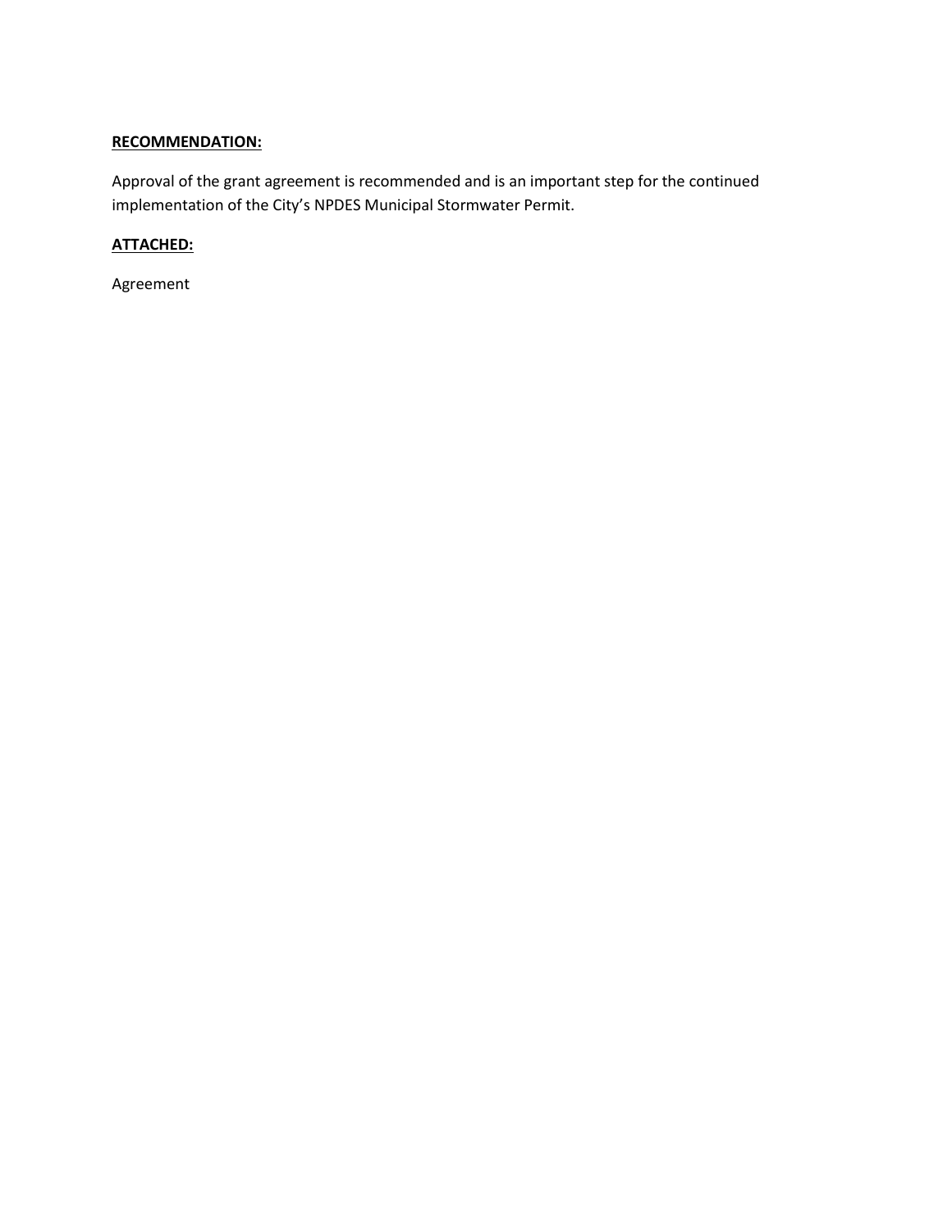**RECOMMENDATION:**

Approval of the grant agreement is recommended and is an important step for the continued implementation of the City's NPDES Municipal Stormwater Permit.

**ATTACHED:**

Agreement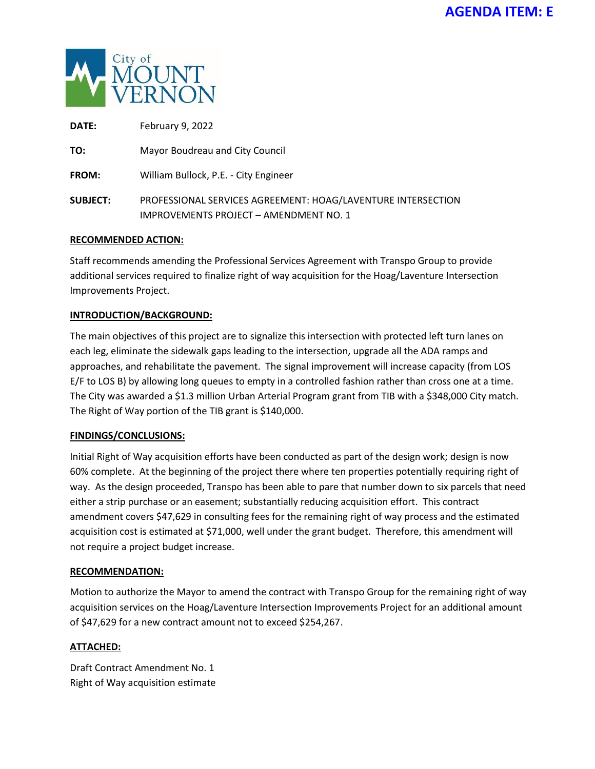**AGENDA ITEM: E**

City of MOUNT VERNON

**DATE:** February 9, 2022

**TO:** Mayor Boudreau and City Council

**FROM:** William Bullock, P.E. - City Engineer

**SUBJECT:** PROFESSIONAL SERVICES AGREEMENT: HOAG/LAVENTURE INTERSECTION IMPROVEMENTS PROJECT – AMENDMENT NO. 1

**RECOMMENDED ACTION:**

Staff recommends amending the Professional Services Agreement with Transpo Group to provide additional services required to finalize right of way acquisition for the Hoag/Laventure Intersection Improvements Project.

**INTRODUCTION/BACKGROUND:**

The main objectives of this project are to signalize this intersection with protected left turn lanes on each leg, eliminate the sidewalk gaps leading to the intersection, upgrade all the ADA ramps and approaches, and rehabilitate the pavement. The signal improvement will increase capacity (from LOS E/F to LOS B) by allowing long queues to empty in a controlled fashion rather than cross one at a time. The City was awarded a $1.3 million Urban Arterial Program grant from TIB with a $348,000 City match. The Right of Way portion of the TIB grant is $140,000.

**FINDINGS/CONCLUSIONS:**

Initial Right of Way acquisition efforts have been conducted as part of the design work; design is now 60% complete. At the beginning of the project there where ten properties potentially requiring right of way. As the design proceeded, Transpo has been able to pare that number down to six parcels that need either a strip purchase or an easement; substantially reducing acquisition effort. This contract amendment covers $47,629 in consulting fees for the remaining right of way process and the estimated acquisition cost is estimated at $71,000, well under the grant budget. Therefore, this amendment will not require a project budget increase.

**RECOMMENDATION:**

Motion to authorize the Mayor to amend the contract with Transpo Group for the remaining right of way acquisition services on the Hoag/Laventure Intersection Improvements Project for an additional amount of $47,629 for a new contract amount not to exceed $254,267.

**ATTACHED:**

Draft Contract Amendment No. 1
Right of Way acquisition estimate